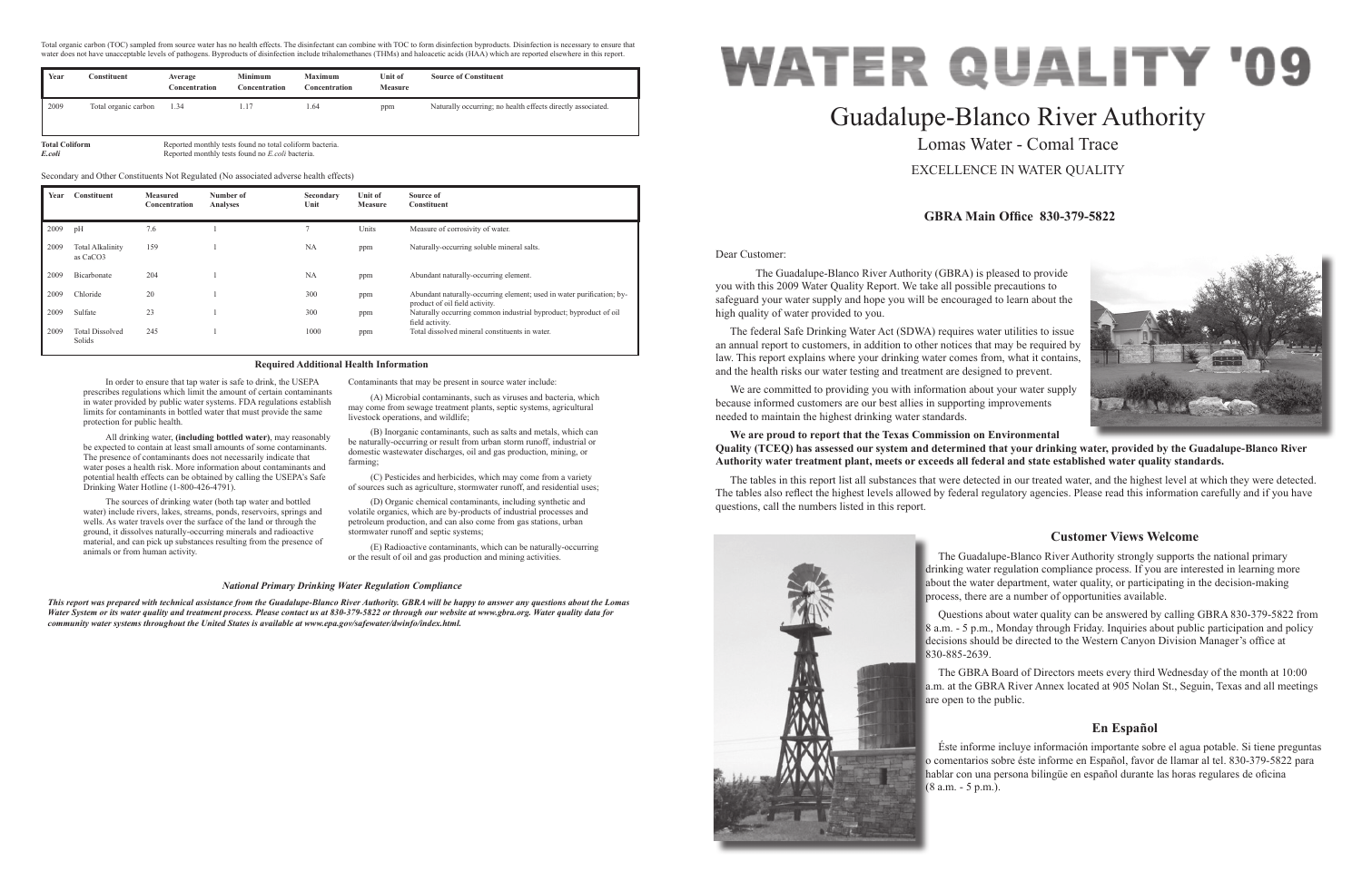# WATER QUALITY '09

## Guadalupe-Blanco River Authority

### Lomas Water - Comal Trace

EXCELLENCE IN WATER QUALITY

**GBRA Main Office 830-379-5822**

Dear Customer:

The Guadalupe-Blanco River Authority (GBRA) is pleased to provide you with this 2009 Water Quality Report. We take all possible precautions to safeguard your water supply and hope you will be encouraged to learn about the high quality of water provided to you.

The federal Safe Drinking Water Act (SDWA) requires water utilities to issue an annual report to customers, in addition to other notices that may be required by law. This report explains where your drinking water comes from, what it contains, and the health risks our water testing and treatment are designed to prevent.

We are committed to providing you with information about your water supply because informed customers are our best allies in supporting improvements needed to maintain the highest drinking water standards.

**We are proud to report that the Texas Commission on Environmental Quality (TCEQ) has assessed our system and determined that your drinking water, provided by the Guadalupe-Blanco River Authority water treatment plant, meets or exceeds all federal and state established water quality standards.**

The tables in this report list all substances that were detected in our treated water, and the highest level at which they were detected. The tables also reflect the highest levels allowed by federal regulatory agencies. Please read this information carefully and if you have questions, call the numbers listed in this report.

### Customer Views Welcome

The Guadalupe-Blanco River Authority strongly supports the national primary drinking water regulation compliance process. If you are interested in learning more about the water department, water quality, or participating in the decision-making process, there are a number of opportunities available.

Questions about water quality can be answered by calling GBRA 830-379-5822 from 8 a.m. - 5 p.m., Monday through Friday. Inquiries about public participation and policy decisions should be directed to the Western Canyon Division Manager's office at 830-885-2639.

The GBRA Board of Directors meets every third Wednesday of the month at 10:00 a.m. at the GBRA River Annex located at 905 Nolan St., Seguin, Texas and all meetings are open to the public.

### En Español

Éste informe incluye información importante sobre el agua potable. Si tiene preguntas o comentarios sobre éste informe en Español, favor de llamar al tel. 830-379-5822 para hablar con una persona bilingüe en español durante las horas regulares de oficina (8 a.m. - 5 p.m.).

---

Total organic carbon (TOC) sampled from source water has no health effects. The disinfectant can combine with TOC to form disinfection byproducts. Disinfection is necessary to ensure that water does not have unacceptable levels of pathogens. Byproducts of disinfection include trihalomethanes (THMs) and haloacetic acids (HAA) which are reported elsewhere in this report.

| Year | Constituent | Average Concentration | Minimum Concentration | Maximum Concentration | Unit of Measure | Source of Constituent |
|---|---|---|---|---|---|---|
| 2009 | Total organic carbon | 1.34 | 1.17 | 1.64 | ppm | Naturally occurring; no health effects directly associated. |

**Total Coliform** Reported monthly tests found no total coliform bacteria.
***E.coli*** Reported monthly tests found no *E.coli* bacteria.

Secondary and Other Constituents Not Regulated (No associated adverse health effects)

| Year | Constituent | Measured Concentration | Number of Analyses | Secondary Unit | Unit of Measure | Source of Constituent |
|---|---|---|---|---|---|---|
| 2009 | pH | 7.6 | 1 | 7 | Units | Measure of corrosivity of water. |
| 2009 | Total Alkalinity as $CaCO_3$ | 159 | 1 | NA | ppm | Naturally-occurring soluble mineral salts. |
| 2009 | Bicarbonate | 204 | 1 | NA | ppm | Abundant naturally-occurring element. |
| 2009 | Chloride | 20 | 1 | 300 | ppm | Abundant naturally-occurring element; used in water purification; by-product of oil field activity. |
| 2009 | Sulfate | 23 | 1 | 300 | ppm | Naturally occurring common industrial byproduct; byproduct of oil field activity. |
| 2009 | Total Dissolved Solids | 245 | 1 | 1000 | ppm | Total dissolved mineral constituents in water. |

### Required Additional Health Information

In order to ensure that tap water is safe to drink, the USEPA prescribes regulations which limit the amount of certain contaminants in water provided by public water systems. FDA regulations establish limits for contaminants in bottled water that must provide the same protection for public health.

All drinking water, **(including bottled water)**, may reasonably be expected to contain at least small amounts of some contaminants. The presence of contaminants does not necessarily indicate that water poses a health risk. More information about contaminants and potential health effects can be obtained by calling the USEPA's Safe Drinking Water Hotline (1-800-426-4791).

The sources of drinking water (both tap water and bottled water) include rivers, lakes, streams, ponds, reservoirs, springs and wells. As water travels over the surface of the land or through the ground, it dissolves naturally-occurring minerals and radioactive material, and can pick up substances resulting from the presence of animals or from human activity.

Contaminants that may be present in source water include:

(A) Microbial contaminants, such as viruses and bacteria, which may come from sewage treatment plants, septic systems, agricultural livestock operations, and wildlife;

(B) Inorganic contaminants, such as salts and metals, which can be naturally-occurring or result from urban storm runoff, industrial or domestic wastewater discharges, oil and gas production, mining, or farming;

(C) Pesticides and herbicides, which may come from a variety of sources such as agriculture, stormwater runoff, and residential uses;

(D) Organic chemical contaminants, including synthetic and volatile organics, which are by-products of industrial processes and petroleum production, and can also come from gas stations, urban stormwater runoff and septic systems;

(E) Radioactive contaminants, which can be naturally-occurring or the result of oil and gas production and mining activities.

*National Primary Drinking Water Regulation Compliance*

***This report was prepared with technical assistance from the Guadalupe-Blanco River Authority. GBRA will be happy to answer any questions about the Lomas Water System or its water quality and treatment process. Please contact us at 830-379-5822 or through our website at www.gbra.org. Water quality data for community water systems throughout the United States is available at www.epa.gov/safewater/dwinfo/index.html.***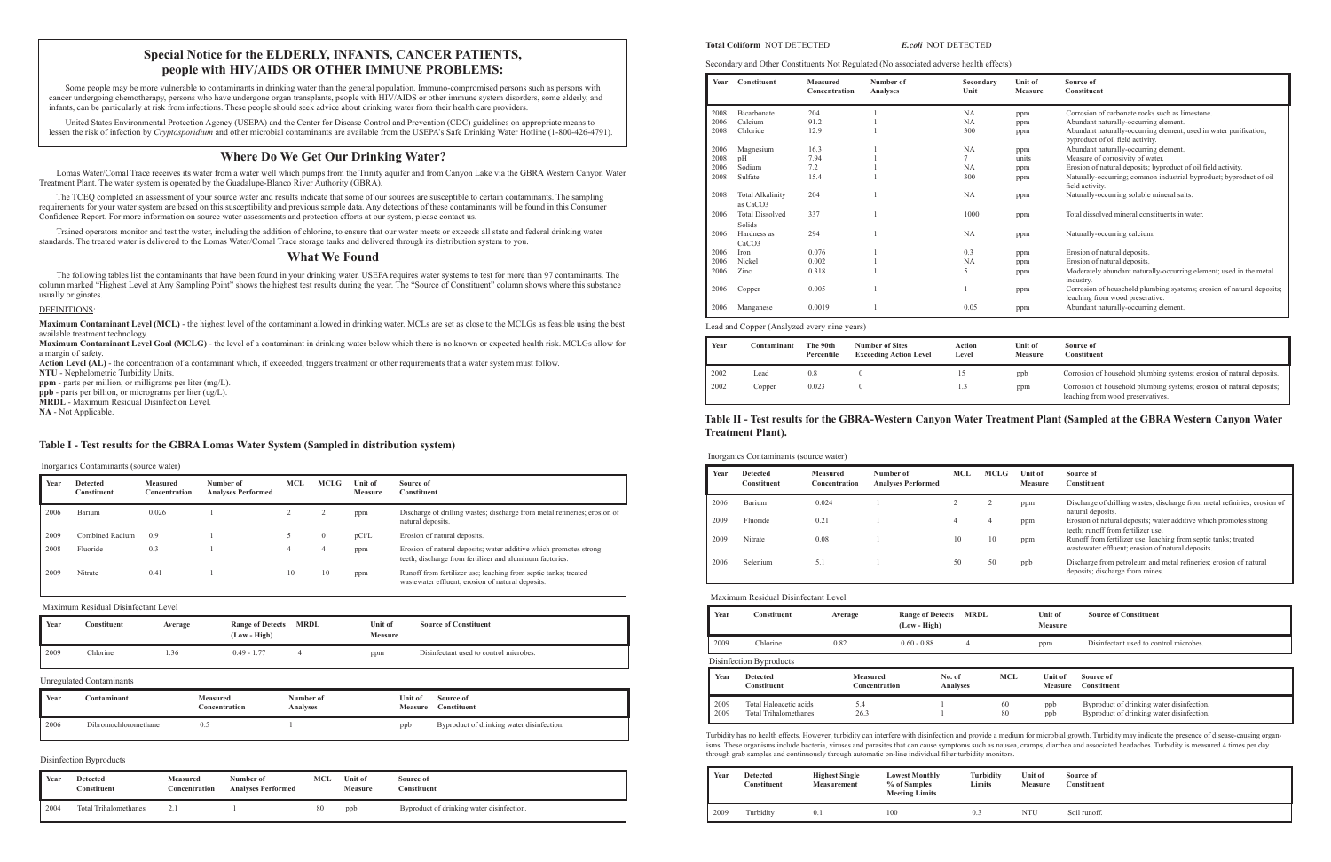## Special Notice for the ELDERLY, INFANTS, CANCER PATIENTS, people with HIV/AIDS OR OTHER IMMUNE PROBLEMS:

Some people may be more vulnerable to contaminants in drinking water than the general population. Immuno-compromised persons such as persons with cancer undergoing chemotherapy, persons who have undergone organ transplants, people with HIV/AIDS or other immune system disorders, some elderly, and infants, can be particularly at risk from infections. These people should seek advice about drinking water from their health care providers.

United States Environmental Protection Agency (USEPA) and the Center for Disease Control and Prevention (CDC) guidelines on appropriate means to lessen the risk of infection by *Cryptosporidium* and other microbial contaminants are available from the USEPA's Safe Drinking Water Hotline (1-800-426-4791).

## Where Do We Get Our Drinking Water?

Lomas Water/Comal Trace receives its water from a water well which pumps from the Trinity aquifer and from Canyon Lake via the GBRA Western Canyon Water Treatment Plant. The water system is operated by the Guadalupe-Blanco River Authority (GBRA).

The TCEQ completed an assessment of your source water and results indicate that some of our sources are susceptible to certain contaminants. The sampling requirements for your water system are based on this susceptibility and previous sample data. Any detections of these contaminants will be found in this Consumer Confidence Report. For more information on source water assessments and protection efforts at our system, please contact us.

Trained operators monitor and test the water, including the addition of chlorine, to ensure that our water meets or exceeds all state and federal drinking water standards. The treated water is delivered to the Lomas Water/Comal Trace storage tanks and delivered through its distribution system to you.

## What We Found

The following tables list the contaminants that have been found in your drinking water. USEPA requires water systems to test for more than 97 contaminants. The column marked "Highest Level at Any Sampling Point" shows the highest test results during the year. The "Source of Constituent" column shows where this substance usually originates.

DEFINITIONS:

**Maximum Contaminant Level (MCL)** - the highest level of the contaminant allowed in drinking water. MCLs are set as close to the MCLGs as feasible using the best available treatment technology.

**Maximum Contaminant Level Goal (MCLG)** - the level of a contaminant in drinking water below which there is no known or expected health risk. MCLGs allow for a margin of safety.

**Action Level (AL)** - the concentration of a contaminant which, if exceeded, triggers treatment or other requirements that a water system must follow.

**NTU** - Nephelometric Turbidity Units.

**ppm** - parts per million, or milligrams per liter (mg/L).

**ppb** - parts per billion, or micrograms per liter (ug/L).

**MRDL** - Maximum Residual Disinfection Level.

**NA** - Not Applicable.

### Table I - Test results for the GBRA Lomas Water System (Sampled in distribution system)

Inorganics Contaminants (source water)

| Year | Detected Constituent | Measured Concentration | Number of Analyses Performed | MCL | MCLG | Unit of Measure | Source of Constituent |
|---|---|---|---|---|---|---|---|
| 2006 | Barium | 0.026 | 1 | 2 | 2 | ppm | Discharge of drilling wastes; discharge from metal refineries; erosion of natural deposits. |
| 2009 | Combined Radium | 0.9 | 1 | 5 | 0 | pCi/L | Erosion of natural deposits. |
| 2008 | Fluoride | 0.3 | 1 | 4 | 4 | ppm | Erosion of natural deposits; water additive which promotes strong teeth; discharge from fertilizer and aluminum factories. |
| 2009 | Nitrate | 0.41 | 1 | 10 | 10 | ppm | Runoff from fertilizer use; leaching from septic tanks; treated wastewater effluent; erosion of natural deposits. |

Maximum Residual Disinfectant Level

| Year | Constituent | Average | Range of Detects (Low - High) | MRDL | Unit of Measure | Source of Constituent |
|---|---|---|---|---|---|---|
| 2009 | Chlorine | 1.36 | 0.49 - 1.77 | 4 | ppm | Disinfectant used to control microbes. |

Unregulated Contaminants

| Year | Contaminant | Measured Concentration | Number of Analyses | Unit of Measure | Source of Constituent |
|---|---|---|---|---|---|
| 2006 | Dibromochloromethane | 0.5 | 1 | ppb | Byproduct of drinking water disinfection. |

Disinfection Byproducts

| Year | Detected Constituent | Measured Concentration | Number of Analyses Performed | MCL | Unit of Measure | Source of Constituent |
|---|---|---|---|---|---|---|
| 2004 | Total Trihalomethanes | 2.1 | 1 | 80 | ppb | Byproduct of drinking water disinfection. |

**Total Coliform** NOT DETECTED   ***E.coli*** NOT DETECTED

Secondary and Other Constituents Not Regulated (No associated adverse health effects)

| Year | Constituent | Measured Concentration | Number of Analyses | Secondary Unit | Unit of Measure | Source of Constituent |
|---|---|---|---|---|---|---|
| 2008 | Bicarbonate | 204 | 1 | NA | ppm | Corrosion of carbonate rocks such as limestone. |
| 2006 | Calcium | 91.2 | 1 | NA | ppm | Abundant naturally-occurring element. |
| 2008 | Chloride | 12.9 | 1 | 300 | ppm | Abundant naturally-occurring element; used in water purification; byproduct of oil field activity. |
| 2006 | Magnesium | 16.3 | 1 | NA | ppm | Abundant naturally-occurring element. |
| 2008 | pH | 7.94 | 1 | 7 | units | Measure of corrosivity of water. |
| 2006 | Sodium | 7.2 | 1 | NA | ppm | Erosion of natural deposits; byproduct of oil field activity. |
| 2008 | Sulfate | 15.4 | 1 | 300 | ppm | Naturally-occurring; common industrial byproduct; byproduct of oil field activity. |
| 2008 | Total Alkalinity as $CaCO_3$ | 204 | 1 | NA | ppm | Naturally-occurring soluble mineral salts. |
| 2006 | Total Dissolved Solids | 337 | 1 | 1000 | ppm | Total dissolved mineral constituents in water. |
| 2006 | Hardness as $CaCO_3$ | 294 | 1 | NA | ppm | Naturally-occurring calcium. |
| 2006 | Iron | 0.076 | 1 | 0.3 | ppm | Erosion of natural deposits. |
| 2006 | Nickel | 0.002 | 1 | NA | ppm | Erosion of natural deposits. |
| 2006 | Zinc | 0.318 | 1 | 5 | ppm | Moderately abundant naturally-occurring element; used in the metal industry. |
| 2006 | Copper | 0.005 | 1 | 1 | ppm | Corrosion of household plumbing systems; erosion of natural deposits; leaching from wood preserative. |
| 2006 | Manganese | 0.0019 | 1 | 0.05 | ppm | Abundant naturally-occurring element. |

Lead and Copper (Analyzed every nine years)

| Year | Contaminant | The 90th Percentile | Number of Sites Exceeding Action Level | Action Level | Unit of Measure | Source of Constituent |
|---|---|---|---|---|---|---|
| 2002 | Lead | 0.8 | 0 | 15 | ppb | Corrosion of household plumbing systems; erosion of natural deposits. |
| 2002 | Copper | 0.023 | 0 | 1.3 | ppm | Corrosion of household plumbing systems; erosion of natural deposits; leaching from wood preservatives. |

### Table II - Test results for the GBRA-Western Canyon Water Treatment Plant (Sampled at the GBRA Western Canyon Water Treatment Plant).

Inorganics Contaminants (source water)

| Year | Detected Constituent | Measured Concentration | Number of Analyses Performed | MCL | MCLG | Unit of Measure | Source of Constituent |
|---|---|---|---|---|---|---|---|
| 2006 | Barium | 0.024 | 1 | 2 | 2 | ppm | Discharge of drilling wastes; discharge from metal refiniries; erosion of natural deposits. |
| 2009 | Fluoride | 0.21 | 1 | 4 | 4 | ppm | Erosion of natural deposits; water additive which promotes strong teeth; runoff from fertilizer use. |
| 2009 | Nitrate | 0.08 | 1 | 10 | 10 | ppm | Runoff from fertilizer use; leaching from septic tanks; treated wastewater effluent; erosion of natural deposits. |
| 2006 | Selenium | 5.1 | 1 | 50 | 50 | ppb | Discharge from petroleum and metal refineries; erosion of natural deposits; discharge from mines. |

Maximum Residual Disinfectant Level

| Year | Constituent | Average | Range of Detects (Low - High) | MRDL | Unit of Measure | Source of Constituent |
|---|---|---|---|---|---|---|
| 2009 | Chlorine | 0.82 | 0.60 - 0.88 | 4 | ppm | Disinfectant used to control microbes. |

Disinfection Byproducts

| Year | Detected Constituent | Measured Concentration | No. of Analyses | MCL | Unit of Measure | Source of Constituent |
|---|---|---|---|---|---|---|
| 2009 | Total Haloacetic acids | 5.4 | 1 | 60 | ppb | Byproduct of drinking water disinfection. |
| 2009 | Total Trihalomethanes | 26.3 | 1 | 80 | ppb | Byproduct of drinking water disinfection. |

Turbidity has no health effects. However, turbidity can interfere with disinfection and provide a medium for microbial growth. Turbidity may indicate the presence of disease-causing organisms. These organisms include bacteria, viruses and parasites that can cause symptoms such as nausea, cramps, diarrhea and associated headaches. Turbidity is measured 4 times per day through grab samples and continuously through automatic on-line individual filter turbidity monitors.

| Year | Detected Constituent | Highest Single Measurement | Lowest Monthly % of Samples Meeting Limits | Turbidity Limits | Unit of Measure | Source of Constituent |
|---|---|---|---|---|---|---|
| 2009 | Turbidity | 0.1 | 100 | 0.3 | NTU | Soil runoff. |